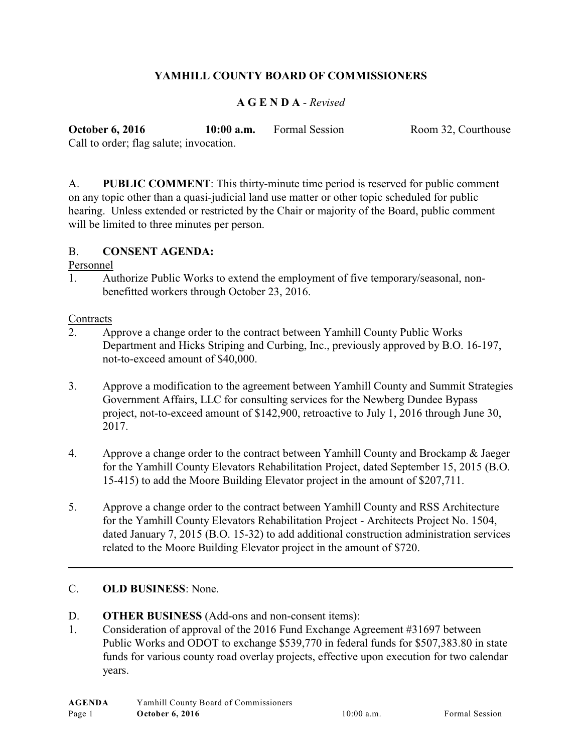# YAMHILL COUNTY BOARD OF COMMISSIONERS

## A G E N D A - *Revised*

**October 6, 2016** **10:00 a.m.** Formal Session Room 32, Courthouse

Call to order; flag salute; invocation.

A. **PUBLIC COMMENT**: This thirty-minute time period is reserved for public comment on any topic other than a quasi-judicial land use matter or other topic scheduled for public hearing. Unless extended or restricted by the Chair or majority of the Board, public comment will be limited to three minutes per person.

B. **CONSENT AGENDA:**

Personnel

1. Authorize Public Works to extend the employment of five temporary/seasonal, non-benefitted workers through October 23, 2016.

Contracts

2. Approve a change order to the contract between Yamhill County Public Works Department and Hicks Striping and Curbing, Inc., previously approved by B.O. 16-197, not-to-exceed amount of $40,000.

3. Approve a modification to the agreement between Yamhill County and Summit Strategies Government Affairs, LLC for consulting services for the Newberg Dundee Bypass project, not-to-exceed amount of $142,900, retroactive to July 1, 2016 through June 30, 2017.

4. Approve a change order to the contract between Yamhill County and Brockamp & Jaeger for the Yamhill County Elevators Rehabilitation Project, dated September 15, 2015 (B.O. 15-415) to add the Moore Building Elevator project in the amount of $207,711.

5. Approve a change order to the contract between Yamhill County and RSS Architecture for the Yamhill County Elevators Rehabilitation Project - Architects Project No. 1504, dated January 7, 2015 (B.O. 15-32) to add additional construction administration services related to the Moore Building Elevator project in the amount of $720.

---

C. **OLD BUSINESS**: None.

D. **OTHER BUSINESS** (Add-ons and non-consent items):

1. Consideration of approval of the 2016 Fund Exchange Agreement #31697 between Public Works and ODOT to exchange $539,770 in federal funds for $507,383.80 in state funds for various county road overlay projects, effective upon execution for two calendar years.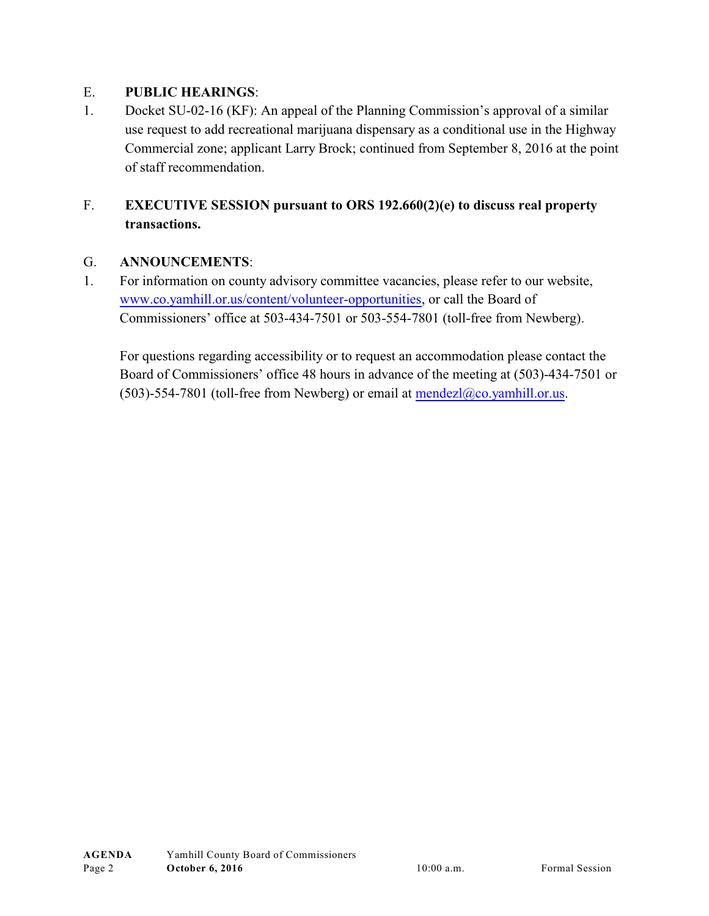E. **PUBLIC HEARINGS**:

1. Docket SU-02-16 (KF): An appeal of the Planning Commission's approval of a similar use request to add recreational marijuana dispensary as a conditional use in the Highway Commercial zone; applicant Larry Brock; continued from September 8, 2016 at the point of staff recommendation.

F. **EXECUTIVE SESSION pursuant to ORS 192.660(2)(e) to discuss real property transactions.**

G. **ANNOUNCEMENTS**:

1. For information on county advisory committee vacancies, please refer to our website, www.co.yamhill.or.us/content/volunteer-opportunities, or call the Board of Commissioners' office at 503-434-7501 or 503-554-7801 (toll-free from Newberg).

   For questions regarding accessibility or to request an accommodation please contact the Board of Commissioners' office 48 hours in advance of the meeting at (503)-434-7501 or (503)-554-7801 (toll-free from Newberg) or email at mendezl@co.yamhill.or.us.